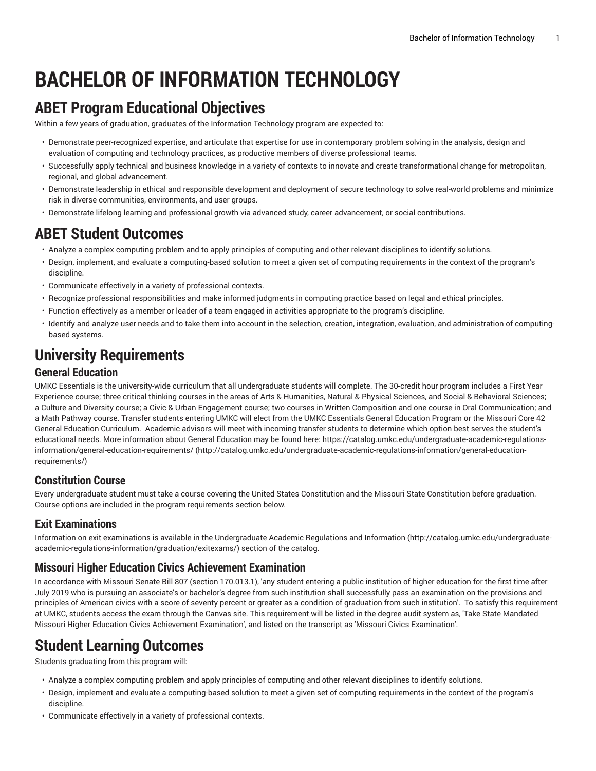# BACHELOR OF INFORMATION TECHNOLOGY

## ABET Program Educational Objectives

Within a few years of graduation, graduates of the Information Technology program are expected to:

- Demonstrate peer-recognized expertise, and articulate that expertise for use in contemporary problem solving in the analysis, design and evaluation of computing and technology practices, as productive members of diverse professional teams.
- Successfully apply technical and business knowledge in a variety of contexts to innovate and create transformational change for metropolitan, regional, and global advancement.
- Demonstrate leadership in ethical and responsible development and deployment of secure technology to solve real-world problems and minimize risk in diverse communities, environments, and user groups.
- Demonstrate lifelong learning and professional growth via advanced study, career advancement, or social contributions.

## ABET Student Outcomes

- Analyze a complex computing problem and to apply principles of computing and other relevant disciplines to identify solutions.
- Design, implement, and evaluate a computing-based solution to meet a given set of computing requirements in the context of the program's discipline.
- Communicate effectively in a variety of professional contexts.
- Recognize professional responsibilities and make informed judgments in computing practice based on legal and ethical principles.
- Function effectively as a member or leader of a team engaged in activities appropriate to the program's discipline.
- Identify and analyze user needs and to take them into account in the selection, creation, integration, evaluation, and administration of computing-based systems.

## University Requirements

### General Education

UMKC Essentials is the university-wide curriculum that all undergraduate students will complete. The 30-credit hour program includes a First Year Experience course; three critical thinking courses in the areas of Arts & Humanities, Natural & Physical Sciences, and Social & Behavioral Sciences; a Culture and Diversity course; a Civic & Urban Engagement course; two courses in Written Composition and one course in Oral Communication; and a Math Pathway course. Transfer students entering UMKC will elect from the UMKC Essentials General Education Program or the Missouri Core 42 General Education Curriculum. Academic advisors will meet with incoming transfer students to determine which option best serves the student's educational needs. More information about General Education may be found here: https://catalog.umkc.edu/undergraduate-academic-regulations-information/general-education-requirements/ (http://catalog.umkc.edu/undergraduate-academic-regulations-information/general-education-requirements/)

### Constitution Course

Every undergraduate student must take a course covering the United States Constitution and the Missouri State Constitution before graduation. Course options are included in the program requirements section below.

### Exit Examinations

Information on exit examinations is available in the Undergraduate Academic Regulations and Information (http://catalog.umkc.edu/undergraduate-academic-regulations-information/graduation/exitexams/) section of the catalog.

### Missouri Higher Education Civics Achievement Examination

In accordance with Missouri Senate Bill 807 (section 170.013.1), 'any student entering a public institution of higher education for the first time after July 2019 who is pursuing an associate's or bachelor's degree from such institution shall successfully pass an examination on the provisions and principles of American civics with a score of seventy percent or greater as a condition of graduation from such institution'. To satisfy this requirement at UMKC, students access the exam through the Canvas site. This requirement will be listed in the degree audit system as, 'Take State Mandated Missouri Higher Education Civics Achievement Examination', and listed on the transcript as 'Missouri Civics Examination'.

## Student Learning Outcomes

Students graduating from this program will:

- Analyze a complex computing problem and apply principles of computing and other relevant disciplines to identify solutions.
- Design, implement and evaluate a computing-based solution to meet a given set of computing requirements in the context of the program's discipline.
- Communicate effectively in a variety of professional contexts.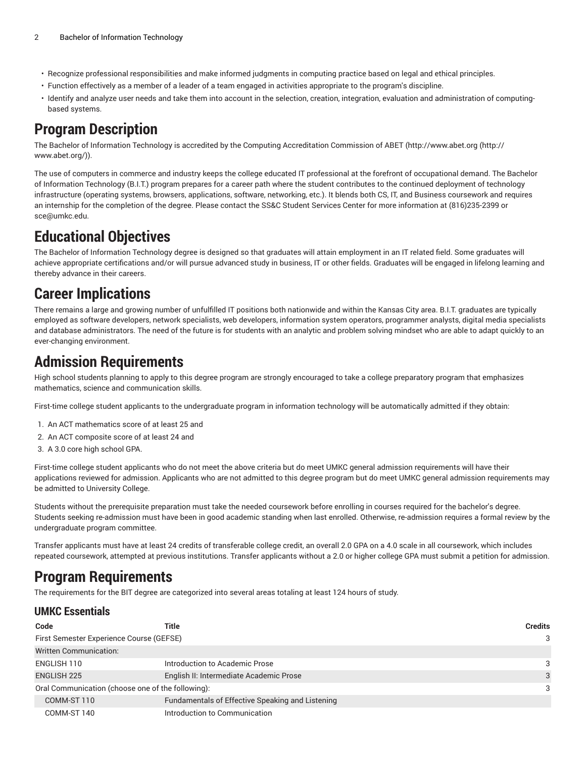- Recognize professional responsibilities and make informed judgments in computing practice based on legal and ethical principles.
- Function effectively as a member of a leader of a team engaged in activities appropriate to the program's discipline.
- Identify and analyze user needs and take them into account in the selection, creation, integration, evaluation and administration of computing-based systems.

# Program Description

The Bachelor of Information Technology is accredited by the Computing Accreditation Commission of ABET (http://www.abet.org (http://www.abet.org/)).

The use of computers in commerce and industry keeps the college educated IT professional at the forefront of occupational demand. The Bachelor of Information Technology (B.I.T.) program prepares for a career path where the student contributes to the continued deployment of technology infrastructure (operating systems, browsers, applications, software, networking, etc.). It blends both CS, IT, and Business coursework and requires an internship for the completion of the degree. Please contact the SS&C Student Services Center for more information at (816)235-2399 or sce@umkc.edu.

# Educational Objectives

The Bachelor of Information Technology degree is designed so that graduates will attain employment in an IT related field. Some graduates will achieve appropriate certifications and/or will pursue advanced study in business, IT or other fields. Graduates will be engaged in lifelong learning and thereby advance in their careers.

# Career Implications

There remains a large and growing number of unfulfilled IT positions both nationwide and within the Kansas City area. B.I.T. graduates are typically employed as software developers, network specialists, web developers, information system operators, programmer analysts, digital media specialists and database administrators. The need of the future is for students with an analytic and problem solving mindset who are able to adapt quickly to an ever-changing environment.

# Admission Requirements

High school students planning to apply to this degree program are strongly encouraged to take a college preparatory program that emphasizes mathematics, science and communication skills.

First-time college student applicants to the undergraduate program in information technology will be automatically admitted if they obtain:

1. An ACT mathematics score of at least 25 and
2. An ACT composite score of at least 24 and
3. A 3.0 core high school GPA.

First-time college student applicants who do not meet the above criteria but do meet UMKC general admission requirements will have their applications reviewed for admission. Applicants who are not admitted to this degree program but do meet UMKC general admission requirements may be admitted to University College.

Students without the prerequisite preparation must take the needed coursework before enrolling in courses required for the bachelor's degree. Students seeking re-admission must have been in good academic standing when last enrolled. Otherwise, re-admission requires a formal review by the undergraduate program committee.

Transfer applicants must have at least 24 credits of transferable college credit, an overall 2.0 GPA on a 4.0 scale in all coursework, which includes repeated coursework, attempted at previous institutions. Transfer applicants without a 2.0 or higher college GPA must submit a petition for admission.

# Program Requirements

The requirements for the BIT degree are categorized into several areas totaling at least 124 hours of study.

## UMKC Essentials

| Code | Title | Credits |
|---|---|---|
| First Semester Experience Course (GEFSE) | | 3 |
| Written Communication: | | |
| ENGLISH 110 | Introduction to Academic Prose | 3 |
| ENGLISH 225 | English II: Intermediate Academic Prose | 3 |
| Oral Communication (choose one of the following): | | 3 |
| COMM-ST 110 | Fundamentals of Effective Speaking and Listening | |
| COMM-ST 140 | Introduction to Communication | |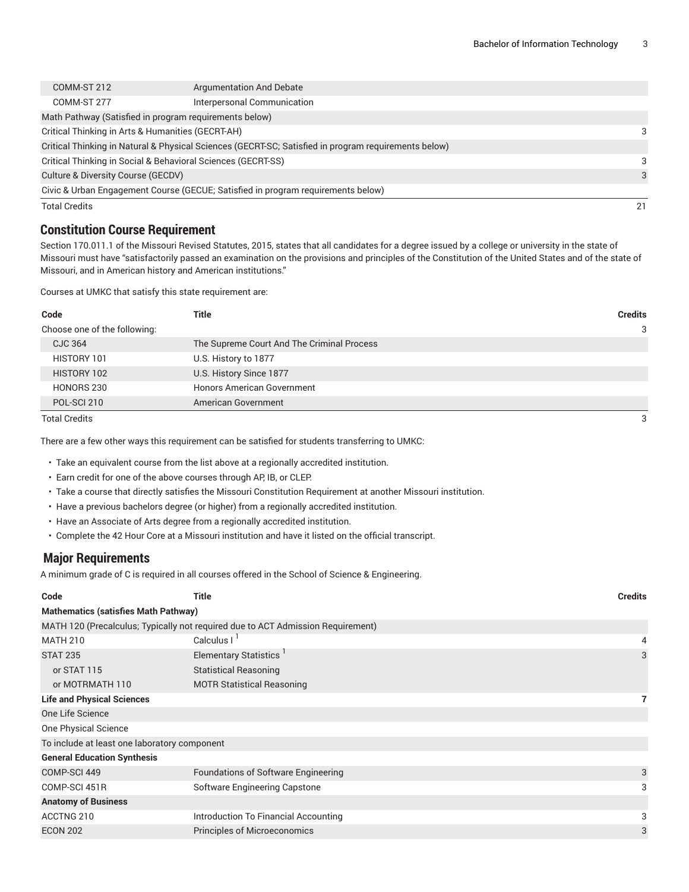| | | |
|---|---|---|
| COMM-ST 212 | Argumentation And Debate | |
| COMM-ST 277 | Interpersonal Communication | |
| Math Pathway (Satisfied in program requirements below) | | |
| Critical Thinking in Arts & Humanities (GECRT-AH) | | 3 |
| Critical Thinking in Natural & Physical Sciences (GECRT-SC; Satisfied in program requirements below) | | |
| Critical Thinking in Social & Behavioral Sciences (GECRT-SS) | | 3 |
| Culture & Diversity Course (GECDV) | | 3 |
| Civic & Urban Engagement Course (GECUE; Satisfied in program requirements below) | | |
| Total Credits | | 21 |

## Constitution Course Requirement

Section 170.011.1 of the Missouri Revised Statutes, 2015, states that all candidates for a degree issued by a college or university in the state of Missouri must have "satisfactorily passed an examination on the provisions and principles of the Constitution of the United States and of the state of Missouri, and in American history and American institutions."

Courses at UMKC that satisfy this state requirement are:

| Code | Title | Credits |
|---|---|---|
| Choose one of the following: | | 3 |
| CJC 364 | The Supreme Court And The Criminal Process | |
| HISTORY 101 | U.S. History to 1877 | |
| HISTORY 102 | U.S. History Since 1877 | |
| HONORS 230 | Honors American Government | |
| POL-SCI 210 | American Government | |
| Total Credits | | 3 |

There are a few other ways this requirement can be satisfied for students transferring to UMKC:

- Take an equivalent course from the list above at a regionally accredited institution.
- Earn credit for one of the above courses through AP, IB, or CLEP.
- Take a course that directly satisfies the Missouri Constitution Requirement at another Missouri institution.
- Have a previous bachelors degree (or higher) from a regionally accredited institution.
- Have an Associate of Arts degree from a regionally accredited institution.
- Complete the 42 Hour Core at a Missouri institution and have it listed on the official transcript.

## Major Requirements

A minimum grade of C is required in all courses offered in the School of Science & Engineering.

| Code | Title | Credits |
|---|---|---|
| **Mathematics (satisfies Math Pathway)** | | |
| MATH 120 (Precalculus; Typically not required due to ACT Admission Requirement) | | |
| MATH 210 | Calculus I [1] | 4 |
| STAT 235 | Elementary Statistics [1] | 3 |
| or STAT 115 | Statistical Reasoning | |
| or MOTRMATH 110 | MOTR Statistical Reasoning | |
| **Life and Physical Sciences** | | 7 |
| One Life Science | | |
| One Physical Science | | |
| To include at least one laboratory component | | |
| **General Education Synthesis** | | |
| COMP-SCI 449 | Foundations of Software Engineering | 3 |
| COMP-SCI 451R | Software Engineering Capstone | 3 |
| **Anatomy of Business** | | |
| ACCTNG 210 | Introduction To Financial Accounting | 3 |
| ECON 202 | Principles of Microeconomics | 3 |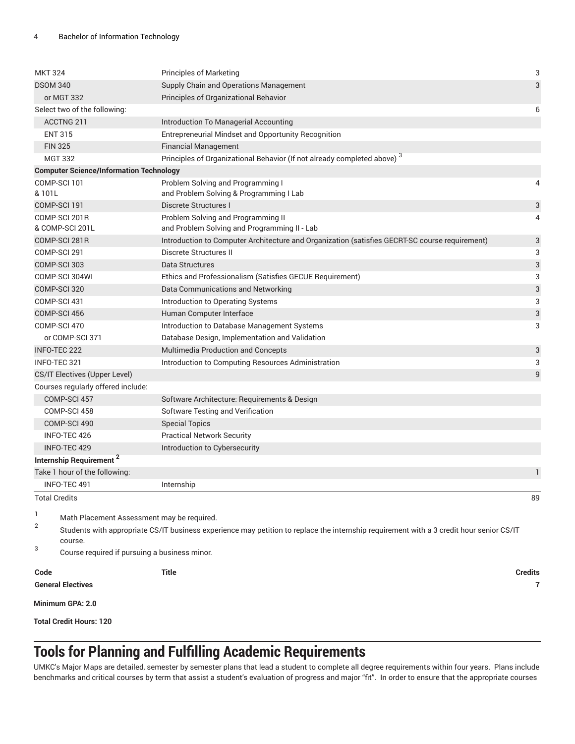| | | |
|---|---|---|
| MKT 324 | Principles of Marketing | 3 |
| DSOM 340 | Supply Chain and Operations Management | 3 |
| or MGT 332 | Principles of Organizational Behavior | |
| Select two of the following: | | 6 |
| ACCTNG 211 | Introduction To Managerial Accounting | |
| ENT 315 | Entrepreneurial Mindset and Opportunity Recognition | |
| FIN 325 | Financial Management | |
| MGT 332 | Principles of Organizational Behavior (If not already completed above) [3] | |
| **Computer Science/Information Technology** | | |
| COMP-SCI 101 & 101L | Problem Solving and Programming I and Problem Solving & Programming I Lab | 4 |
| COMP-SCI 191 | Discrete Structures I | 3 |
| COMP-SCI 201R & COMP-SCI 201L | Problem Solving and Programming II and Problem Solving and Programming II - Lab | 4 |
| COMP-SCI 281R | Introduction to Computer Architecture and Organization (satisfies GECRT-SC course requirement) | 3 |
| COMP-SCI 291 | Discrete Structures II | 3 |
| COMP-SCI 303 | Data Structures | 3 |
| COMP-SCI 304WI | Ethics and Professionalism (Satisfies GECUE Requirement) | 3 |
| COMP-SCI 320 | Data Communications and Networking | 3 |
| COMP-SCI 431 | Introduction to Operating Systems | 3 |
| COMP-SCI 456 | Human Computer Interface | 3 |
| COMP-SCI 470 | Introduction to Database Management Systems | 3 |
| or COMP-SCI 371 | Database Design, Implementation and Validation | |
| INFO-TEC 222 | Multimedia Production and Concepts | 3 |
| INFO-TEC 321 | Introduction to Computing Resources Administration | 3 |
| CS/IT Electives (Upper Level) | | 9 |
| Courses regularly offered include: | | |
| COMP-SCI 457 | Software Architecture: Requirements & Design | |
| COMP-SCI 458 | Software Testing and Verification | |
| COMP-SCI 490 | Special Topics | |
| INFO-TEC 426 | Practical Network Security | |
| INFO-TEC 429 | Introduction to Cybersecurity | |
| **Internship Requirement [2]** | | |
| Take 1 hour of the following: | | 1 |
| INFO-TEC 491 | Internship | |
| Total Credits | | 89 |

1. Math Placement Assessment may be required.
2. Students with appropriate CS/IT business experience may petition to replace the internship requirement with a 3 credit hour senior CS/IT course.
3. Course required if pursuing a business minor.

| Code | Title | Credits |
|---|---|---|
| **General Electives** | | **7** |

**Minimum GPA: 2.0**

**Total Credit Hours: 120**

# Tools for Planning and Fulfilling Academic Requirements

UMKC's Major Maps are detailed, semester by semester plans that lead a student to complete all degree requirements within four years. Plans include benchmarks and critical courses by term that assist a student's evaluation of progress and major "fit". In order to ensure that the appropriate courses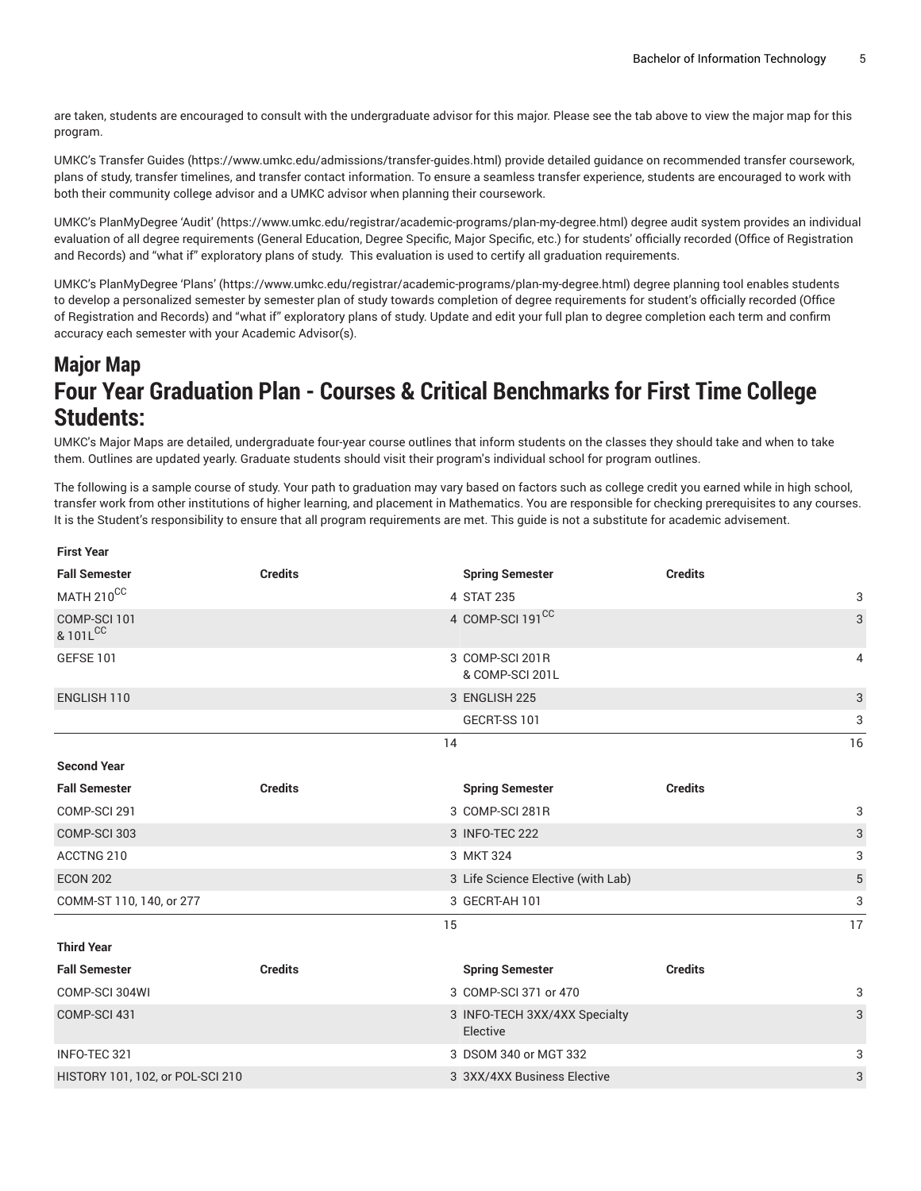are taken, students are encouraged to consult with the undergraduate advisor for this major. Please see the tab above to view the major map for this program.

UMKC's Transfer Guides (https://www.umkc.edu/admissions/transfer-guides.html) provide detailed guidance on recommended transfer coursework, plans of study, transfer timelines, and transfer contact information. To ensure a seamless transfer experience, students are encouraged to work with both their community college advisor and a UMKC advisor when planning their coursework.

UMKC's PlanMyDegree 'Audit' (https://www.umkc.edu/registrar/academic-programs/plan-my-degree.html) degree audit system provides an individual evaluation of all degree requirements (General Education, Degree Specific, Major Specific, etc.) for students' officially recorded (Office of Registration and Records) and "what if" exploratory plans of study. This evaluation is used to certify all graduation requirements.

UMKC's PlanMyDegree 'Plans' (https://www.umkc.edu/registrar/academic-programs/plan-my-degree.html) degree planning tool enables students to develop a personalized semester by semester plan of study towards completion of degree requirements for student's officially recorded (Office of Registration and Records) and "what if" exploratory plans of study. Update and edit your full plan to degree completion each term and confirm accuracy each semester with your Academic Advisor(s).

## Major Map

## Four Year Graduation Plan - Courses & Critical Benchmarks for First Time College Students:

UMKC's Major Maps are detailed, undergraduate four-year course outlines that inform students on the classes they should take and when to take them. Outlines are updated yearly. Graduate students should visit their program's individual school for program outlines.

The following is a sample course of study. Your path to graduation may vary based on factors such as college credit you earned while in high school, transfer work from other institutions of higher learning, and placement in Mathematics. You are responsible for checking prerequisites to any courses. It is the Student's responsibility to ensure that all program requirements are met. This guide is not a substitute for academic advisement.

| **First Year** | | | |
|---|---|---|---|
| **Fall Semester** | **Credits** | **Spring Semester** | **Credits** |
| MATH 210[CC] | 4 | STAT 235 | 3 |
| COMP-SCI 101 & 101L[CC] | 4 | COMP-SCI 191[CC] | 3 |
| GEFSE 101 | 3 | COMP-SCI 201R & COMP-SCI 201L | 4 |
| ENGLISH 110 | 3 | ENGLISH 225 | 3 |
| | | GECRT-SS 101 | 3 |
| | 14 | | 16 |
| **Second Year** | | | |
| **Fall Semester** | **Credits** | **Spring Semester** | **Credits** |
| COMP-SCI 291 | 3 | COMP-SCI 281R | 3 |
| COMP-SCI 303 | 3 | INFO-TEC 222 | 3 |
| ACCTNG 210 | 3 | MKT 324 | 3 |
| ECON 202 | 3 | Life Science Elective (with Lab) | 5 |
| COMM-ST 110, 140, or 277 | 3 | GECRT-AH 101 | 3 |
| | 15 | | 17 |
| **Third Year** | | | |
| **Fall Semester** | **Credits** | **Spring Semester** | **Credits** |
| COMP-SCI 304WI | 3 | COMP-SCI 371 or 470 | 3 |
| COMP-SCI 431 | 3 | INFO-TECH 3XX/4XX Specialty Elective | 3 |
| INFO-TEC 321 | 3 | DSOM 340 or MGT 332 | 3 |
| HISTORY 101, 102, or POL-SCI 210 | 3 | 3XX/4XX Business Elective | 3 |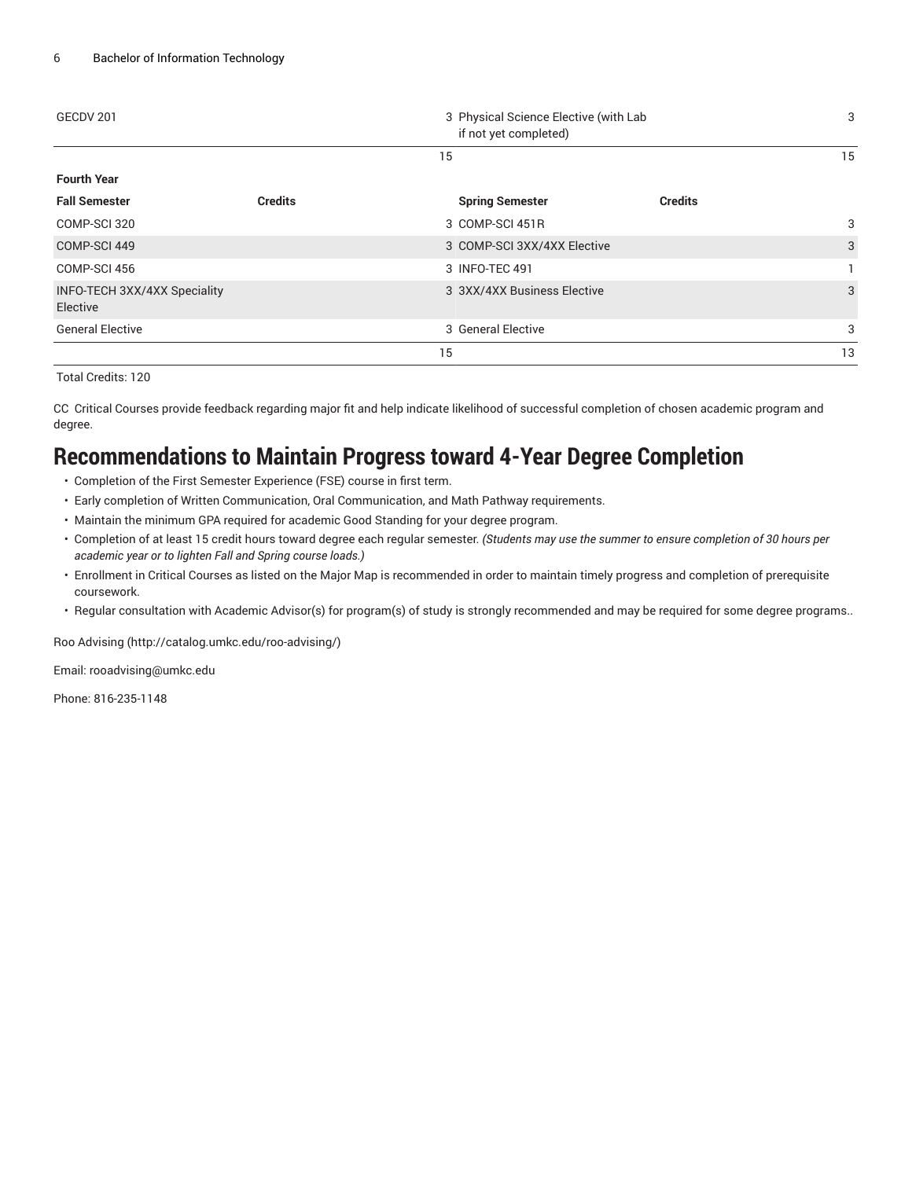| | | | |
|---|---|---|---|
| GECDV 201 | 3 | Physical Science Elective (with Lab if not yet completed) | 3 |
| | 15 | | 15 |
| **Fourth Year** | | | |
| **Fall Semester** | **Credits** | **Spring Semester** | **Credits** |
| COMP-SCI 320 | 3 | COMP-SCI 451R | 3 |
| COMP-SCI 449 | 3 | COMP-SCI 3XX/4XX Elective | 3 |
| COMP-SCI 456 | 3 | INFO-TEC 491 | 1 |
| INFO-TECH 3XX/4XX Speciality Elective | 3 | 3XX/4XX Business Elective | 3 |
| General Elective | 3 | General Elective | 3 |
| | 15 | | 13 |

Total Credits: 120

CC Critical Courses provide feedback regarding major fit and help indicate likelihood of successful completion of chosen academic program and degree.

## Recommendations to Maintain Progress toward 4-Year Degree Completion

- Completion of the First Semester Experience (FSE) course in first term.
- Early completion of Written Communication, Oral Communication, and Math Pathway requirements.
- Maintain the minimum GPA required for academic Good Standing for your degree program.
- Completion of at least 15 credit hours toward degree each regular semester. *(Students may use the summer to ensure completion of 30 hours per academic year or to lighten Fall and Spring course loads.)*
- Enrollment in Critical Courses as listed on the Major Map is recommended in order to maintain timely progress and completion of prerequisite coursework.
- Regular consultation with Academic Advisor(s) for program(s) of study is strongly recommended and may be required for some degree programs..

Roo Advising (http://catalog.umkc.edu/roo-advising/)

Email: rooadvising@umkc.edu

Phone: 816-235-1148